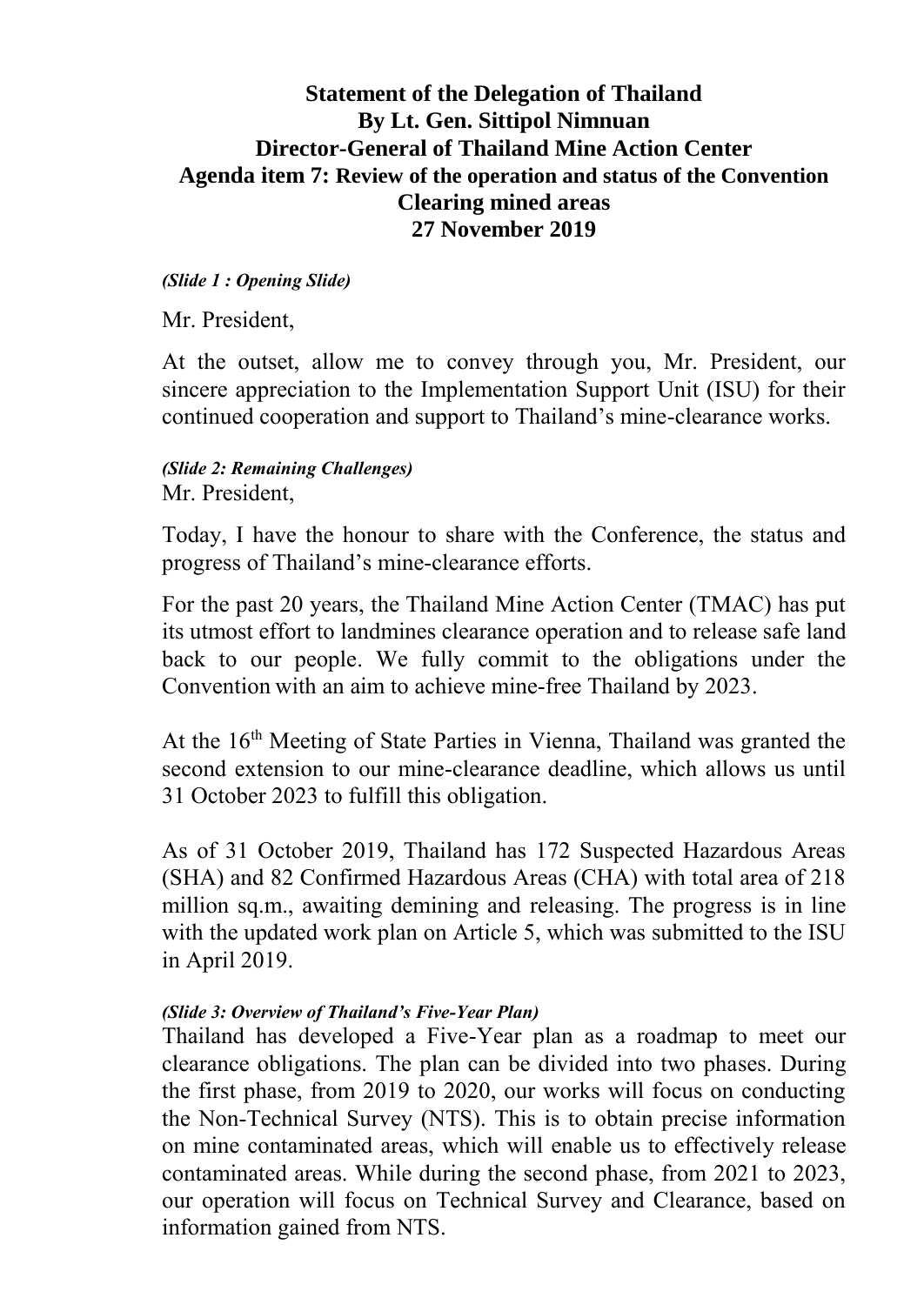# Statement of the Delegation of Thailand
## By Lt. Gen. Sittipol Nimnuan
## Director-General of Thailand Mine Action Center
## Agenda item 7: Review of the operation and status of the Convention
## Clearing mined areas
## 27 November 2019

***(Slide 1 : Opening Slide)***

Mr. President,

At the outset, allow me to convey through you, Mr. President, our sincere appreciation to the Implementation Support Unit (ISU) for their continued cooperation and support to Thailand's mine-clearance works.

***(Slide 2: Remaining Challenges)***

Mr. President,

Today, I have the honour to share with the Conference, the status and progress of Thailand's mine-clearance efforts.

For the past 20 years, the Thailand Mine Action Center (TMAC) has put its utmost effort to landmines clearance operation and to release safe land back to our people. We fully commit to the obligations under the Convention with an aim to achieve mine-free Thailand by 2023.

At the 16th Meeting of State Parties in Vienna, Thailand was granted the second extension to our mine-clearance deadline, which allows us until 31 October 2023 to fulfill this obligation.

As of 31 October 2019, Thailand has 172 Suspected Hazardous Areas (SHA) and 82 Confirmed Hazardous Areas (CHA) with total area of 218 million sq.m., awaiting demining and releasing. The progress is in line with the updated work plan on Article 5, which was submitted to the ISU in April 2019.

***(Slide 3: Overview of Thailand's Five-Year Plan)***

Thailand has developed a Five-Year plan as a roadmap to meet our clearance obligations. The plan can be divided into two phases. During the first phase, from 2019 to 2020, our works will focus on conducting the Non-Technical Survey (NTS). This is to obtain precise information on mine contaminated areas, which will enable us to effectively release contaminated areas. While during the second phase, from 2021 to 2023, our operation will focus on Technical Survey and Clearance, based on information gained from NTS.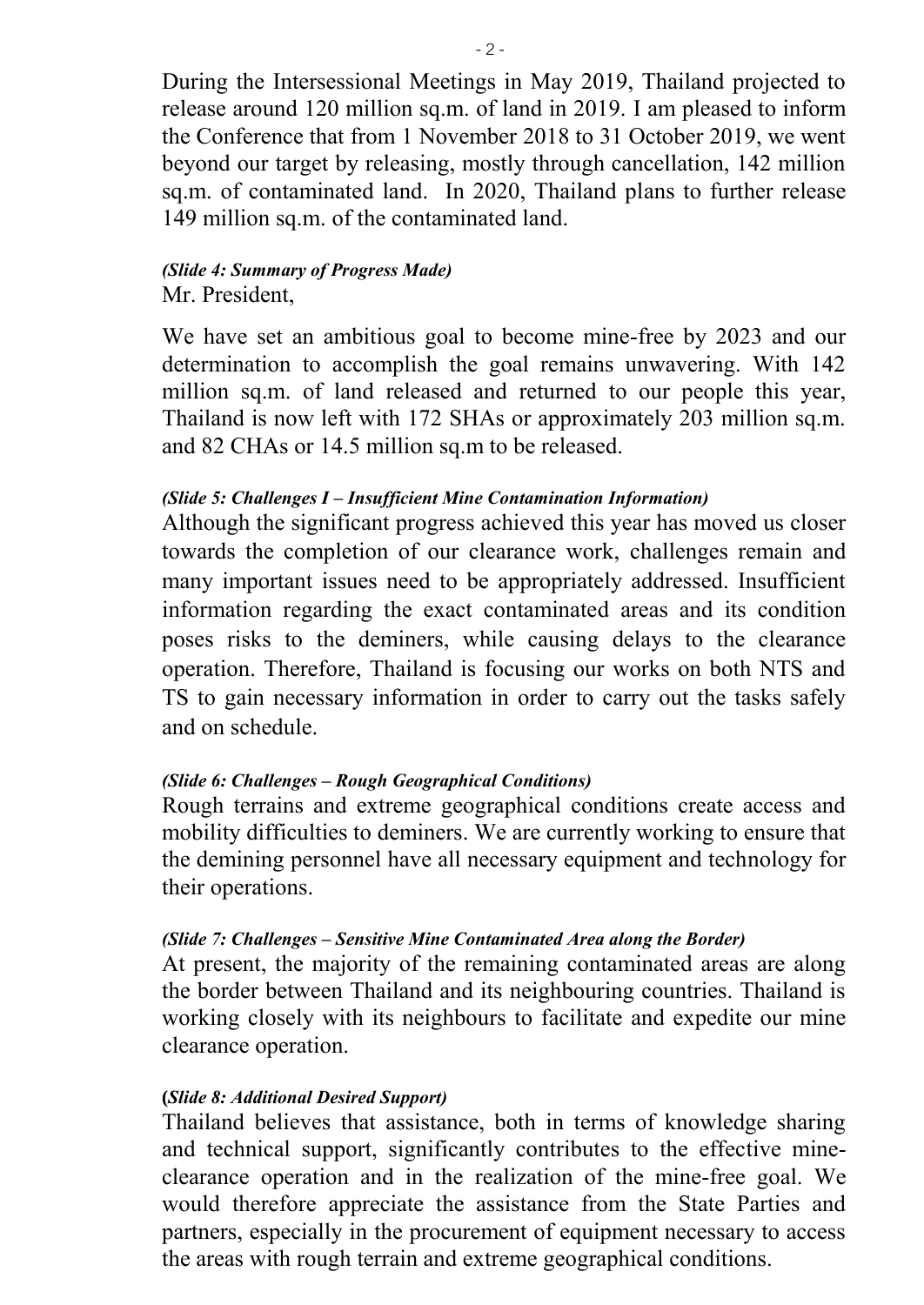During the Intersessional Meetings in May 2019, Thailand projected to release around 120 million sq.m. of land in 2019. I am pleased to inform the Conference that from 1 November 2018 to 31 October 2019, we went beyond our target by releasing, mostly through cancellation, 142 million sq.m. of contaminated land. In 2020, Thailand plans to further release 149 million sq.m. of the contaminated land.

***(Slide 4: Summary of Progress Made)***

Mr. President,

We have set an ambitious goal to become mine-free by 2023 and our determination to accomplish the goal remains unwavering. With 142 million sq.m. of land released and returned to our people this year, Thailand is now left with 172 SHAs or approximately 203 million sq.m. and 82 CHAs or 14.5 million sq.m to be released.

***(Slide 5: Challenges I – Insufficient Mine Contamination Information)***

Although the significant progress achieved this year has moved us closer towards the completion of our clearance work, challenges remain and many important issues need to be appropriately addressed. Insufficient information regarding the exact contaminated areas and its condition poses risks to the deminers, while causing delays to the clearance operation. Therefore, Thailand is focusing our works on both NTS and TS to gain necessary information in order to carry out the tasks safely and on schedule.

***(Slide 6: Challenges – Rough Geographical Conditions)***

Rough terrains and extreme geographical conditions create access and mobility difficulties to deminers. We are currently working to ensure that the demining personnel have all necessary equipment and technology for their operations.

***(Slide 7: Challenges – Sensitive Mine Contaminated Area along the Border)***

At present, the majority of the remaining contaminated areas are along the border between Thailand and its neighbouring countries. Thailand is working closely with its neighbours to facilitate and expedite our mine clearance operation.

**(*Slide 8: Additional Desired Support)***

Thailand believes that assistance, both in terms of knowledge sharing and technical support, significantly contributes to the effective mine-clearance operation and in the realization of the mine-free goal. We would therefore appreciate the assistance from the State Parties and partners, especially in the procurement of equipment necessary to access the areas with rough terrain and extreme geographical conditions.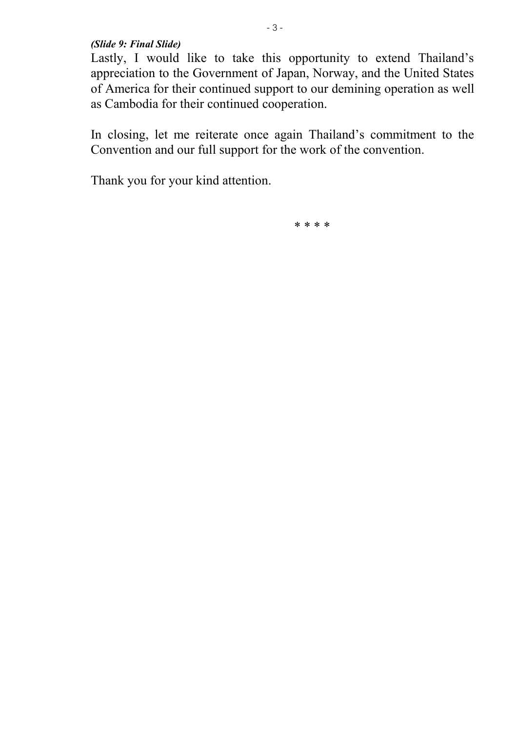***(Slide 9: Final Slide)***

Lastly, I would like to take this opportunity to extend Thailand's appreciation to the Government of Japan, Norway, and the United States of America for their continued support to our demining operation as well as Cambodia for their continued cooperation.

In closing, let me reiterate once again Thailand's commitment to the Convention and our full support for the work of the convention.

Thank you for your kind attention.

* * * *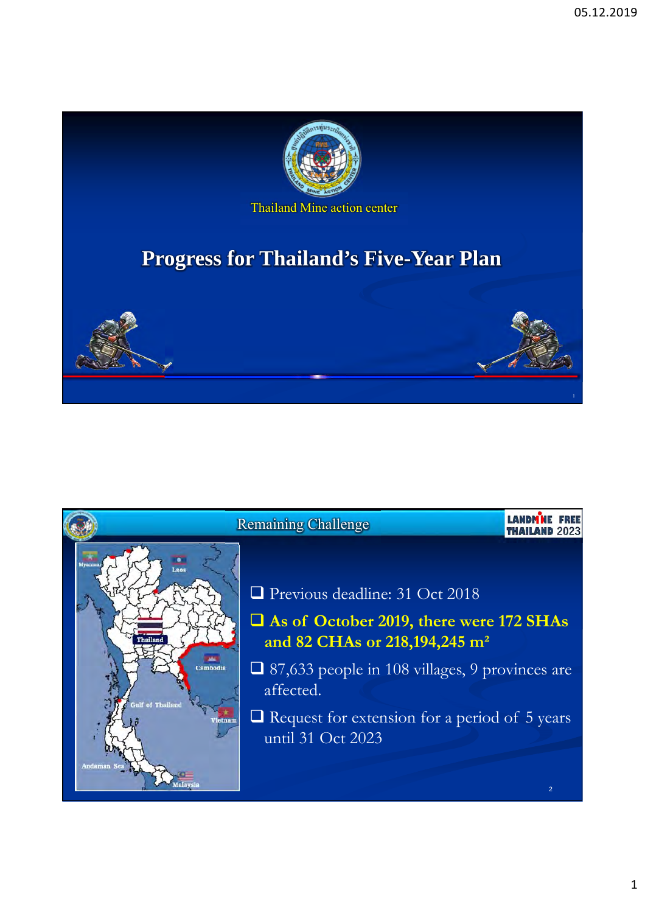Thailand Mine action center

# Progress for Thailand's Five-Year Plan

## Remaining Challenge

LANDMINE FREE THAILAND 2023

- Previous deadline: 31 Oct 2018
- **As of October 2019, there were 172 SHAs and 82 CHAs or 218,194,245 m²**
- 87,633 people in 108 villages, 9 provinces are affected.
- Request for extension for a period of 5 years until 31 Oct 2023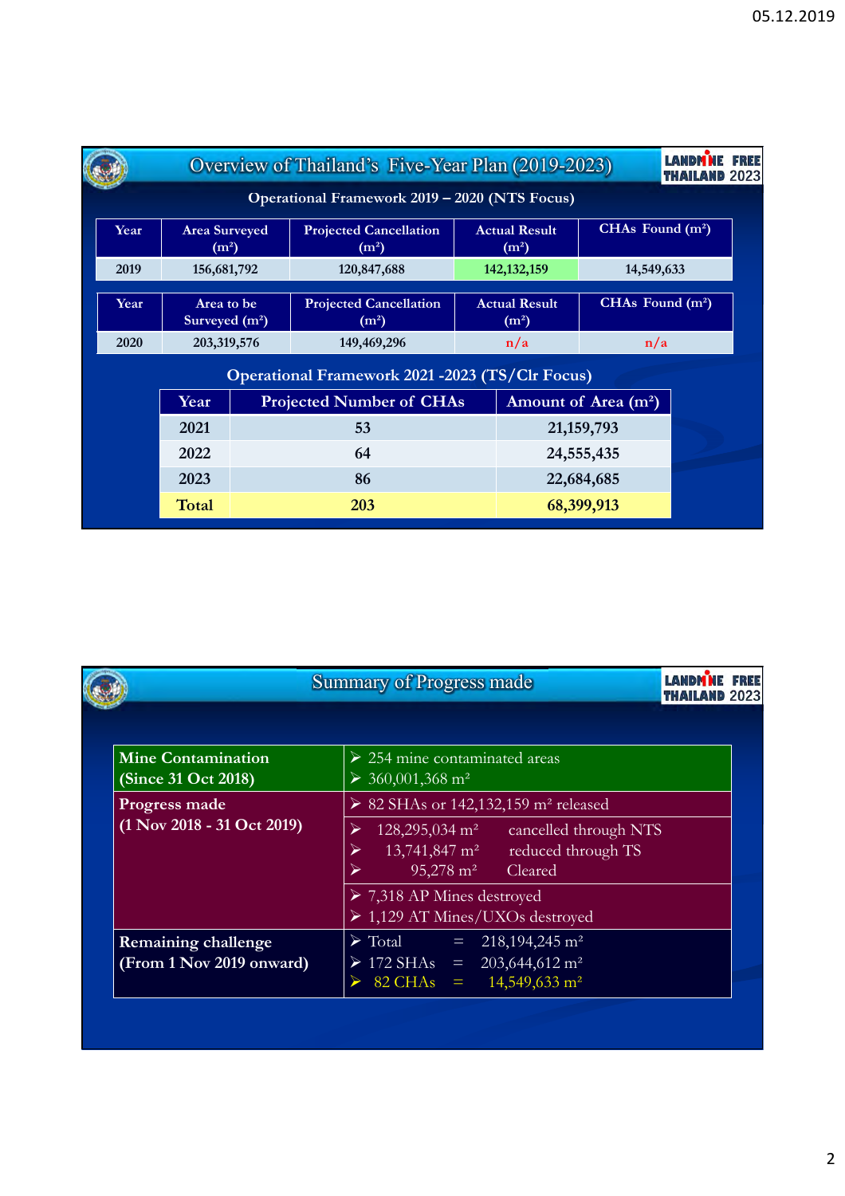## Overview of Thailand's Five-Year Plan (2019-2023)

LANDMINE FREE THAILAND 2023

### Operational Framework 2019 – 2020 (NTS Focus)

| Year | Area Surveyed (m²) | Projected Cancellation (m²) | Actual Result (m²) | CHAs Found (m²) |
|---|---|---|---|---|
| 2019 | 156,681,792 | 120,847,688 | 142,132,159 | 14,549,633 |

| Year | Area to be Surveyed (m²) | Projected Cancellation (m²) | Actual Result (m²) | CHAs Found (m²) |
|---|---|---|---|---|
| 2020 | 203,319,576 | 149,469,296 | n/a | n/a |

### Operational Framework 2021 -2023 (TS/Clr Focus)

| Year | Projected Number of CHAs | Amount of Area (m²) |
|---|---|---|
| 2021 | 53 | 21,159,793 |
| 2022 | 64 | 24,555,435 |
| 2023 | 86 | 22,684,685 |
| Total | 203 | 68,399,913 |

## Summary of Progress made

LANDMINE FREE THAILAND 2023

| | |
|---|---|
| **Mine Contamination (Since 31 Oct 2018)** | ➢ 254 mine contaminated areas<br>➢ 360,001,368 m² |
| **Progress made (1 Nov 2018 - 31 Oct 2019)** | ➢ 82 SHAs or 142,132,159 m² released |
| | ➢ 128,295,034 m² cancelled through NTS<br>➢ 13,741,847 m² reduced through TS<br>➢ 95,278 m² Cleared |
| | ➢ 7,318 AP Mines destroyed<br>➢ 1,129 AT Mines/UXOs destroyed |
| **Remaining challenge (From 1 Nov 2019 onward)** | ➢ Total = 218,194,245 m²<br>➢ 172 SHAs = 203,644,612 m²<br>➢ 82 CHAs = 14,549,633 m² |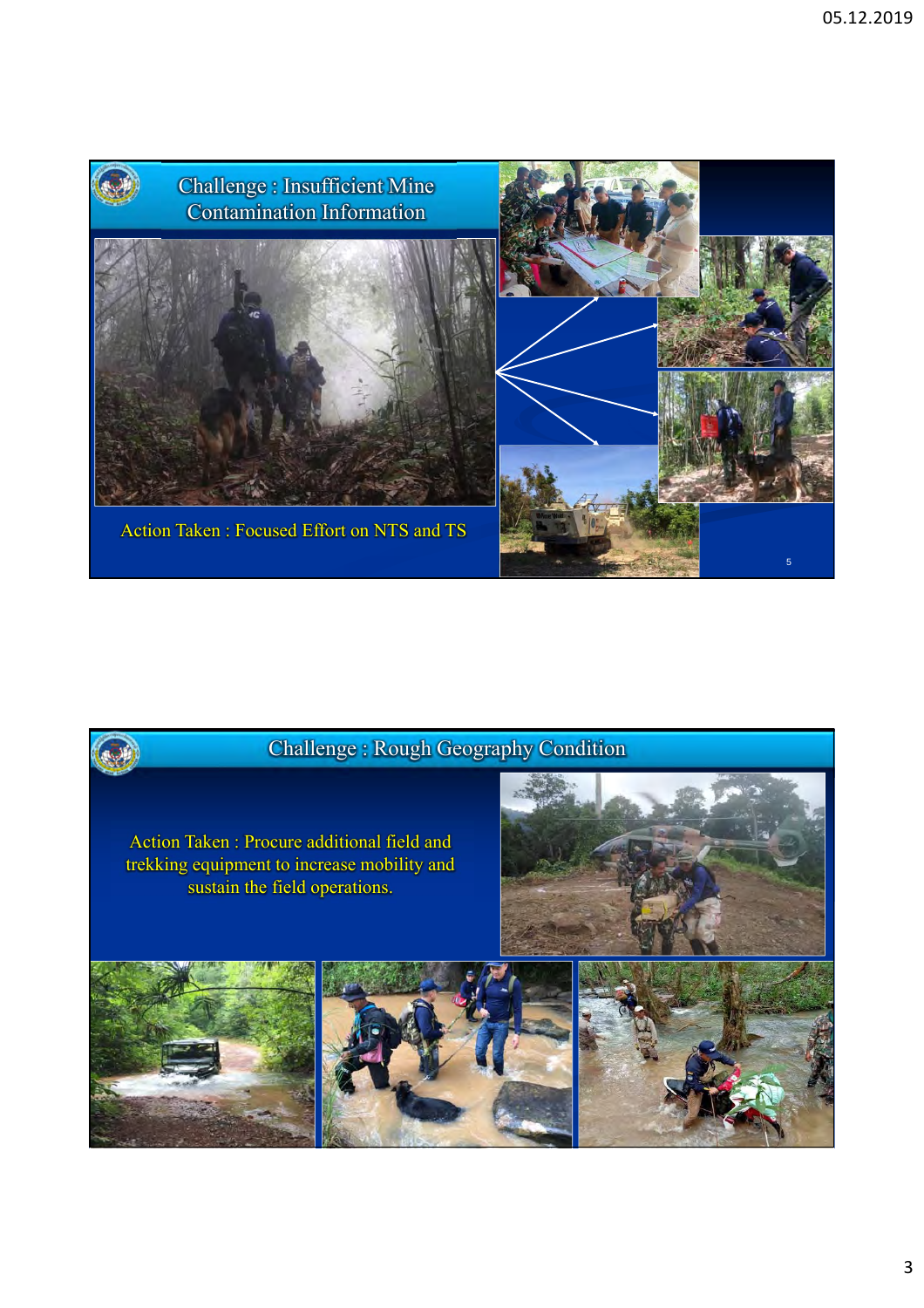## Challenge : Insufficient Mine Contamination Information

Action Taken : Focused Effort on NTS and TS

## Challenge : Rough Geography Condition

Action Taken : Procure additional field and trekking equipment to increase mobility and sustain the field operations.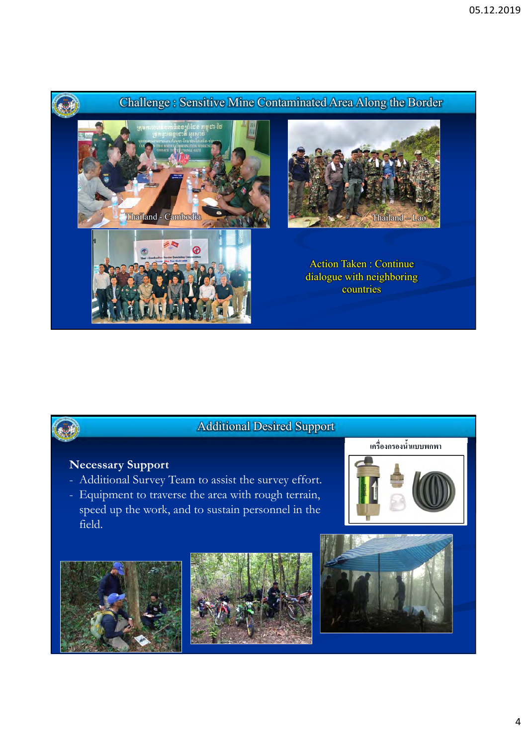## Challenge : Sensitive Mine Contaminated Area Along the Border

Thailand - Cambodia

Thailand – Lao

Action Taken : Continue dialogue with neighboring countries

## Additional Desired Support

**Necessary Support**

- Additional Survey Team to assist the survey effort.
- Equipment to traverse the area with rough terrain, speed up the work, and to sustain personnel in the field.

เครื่องกรองน้ำแบบพกพา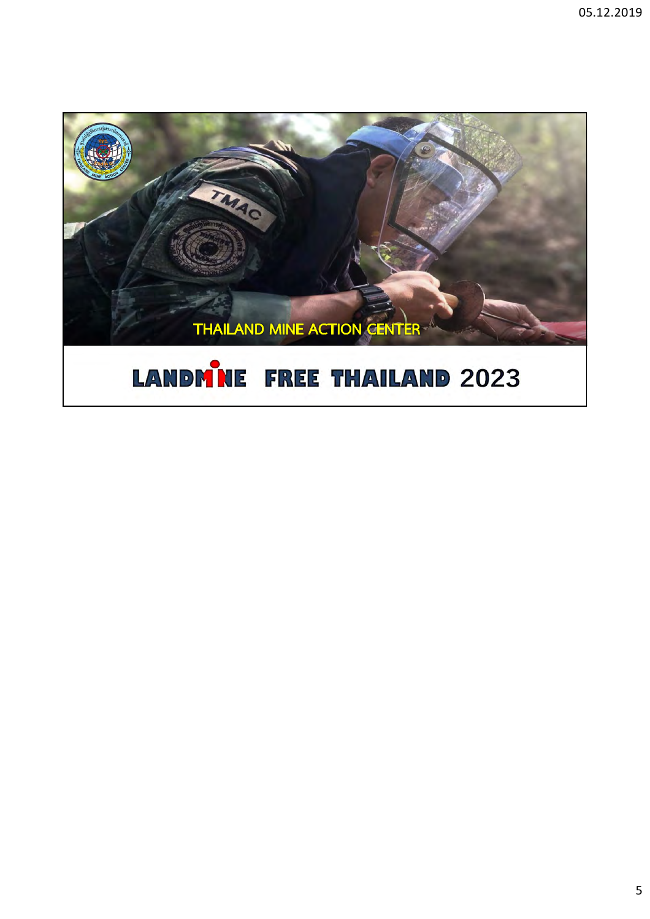THAILAND MINE ACTION CENTER

# LANDMINE FREE THAILAND 2023